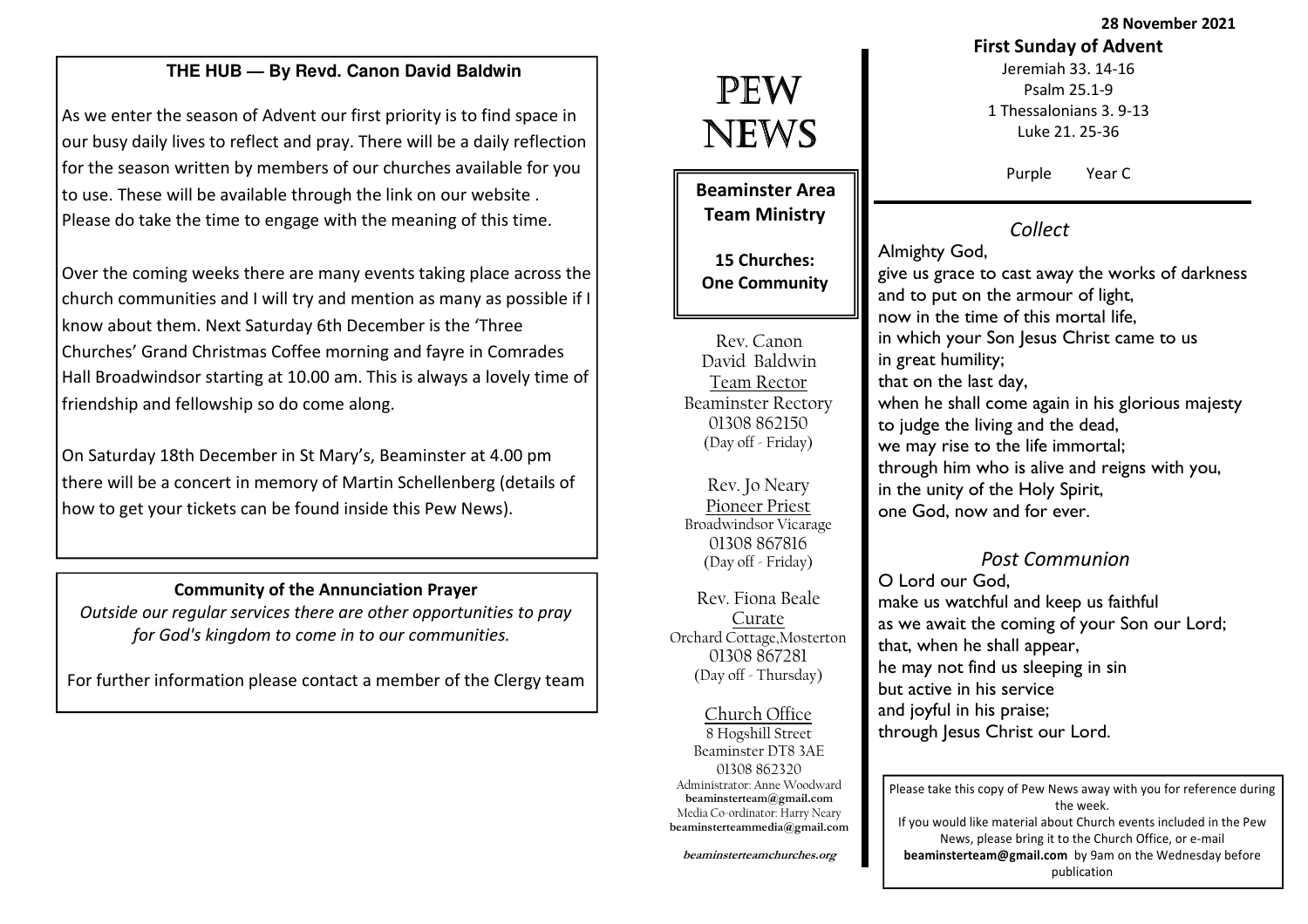## THE HUB — By Revd. Canon David Baldwin

As we enter the season of Advent our first priority is to find space in our busy daily lives to reflect and pray. There will be a daily reflection for the season written by members of our churches available for you to use. These will be available through the link on our website . Please do take the time to engage with the meaning of this time.

Over the coming weeks there are many events taking place across the church communities and I will try and mention as many as possible if I know about them. Next Saturday 6th December is the 'Three Churches' Grand Christmas Coffee morning and fayre in Comrades Hall Broadwindsor starting at 10.00 am. This is always a lovely time of friendship and fellowship so do come along.

On Saturday 18th December in St Mary's, Beaminster at 4.00 pm there will be a concert in memory of Martin Schellenberg (details of how to get your tickets can be found inside this Pew News).

**Community of the Annunciation Prayer**

*Outside our regular services there are other opportunities to pray for God's kingdom to come in to our communities.*

For further information please contact a member of the Clergy team

# PEW NEWS

**Beaminster Area Team Ministry**

**15 Churches: One Community**

Rev. Canon David Baldwin
Team Rector
Beaminster Rectory
01308 862150
(Day off - Friday)

Rev. Jo Neary
Pioneer Priest
Broadwindsor Vicarage
01308 867816
(Day off - Friday)

Rev. Fiona Beale
Curate
Orchard Cottage,Mosterton
01308 867281
(Day off - Thursday)

Church Office
8 Hogshill Street
Beaminster DT8 3AE
01308 862320
Administrator: Anne Woodward
**beaminsterteam@gmail.com**
Media Co-ordinator: Harry Neary
**beaminsterteammedia@gmail.com**

**beaminsterteamchurches.org**

**28 November 2021**

**First Sunday of Advent**

Jeremiah 33. 14-16
Psalm 25.1-9
1 Thessalonians 3. 9-13
Luke 21. 25-36

Purple Year C

### *Collect*

Almighty God,
give us grace to cast away the works of darkness
and to put on the armour of light,
now in the time of this mortal life,
in which your Son Jesus Christ came to us
in great humility;
that on the last day,
when he shall come again in his glorious majesty
to judge the living and the dead,
we may rise to the life immortal;
through him who is alive and reigns with you,
in the unity of the Holy Spirit,
one God, now and for ever.

### *Post Communion*

O Lord our God,
make us watchful and keep us faithful
as we await the coming of your Son our Lord;
that, when he shall appear,
he may not find us sleeping in sin
but active in his service
and joyful in his praise;
through Jesus Christ our Lord.

Please take this copy of Pew News away with you for reference during the week.
If you would like material about Church events included in the Pew News, please bring it to the Church Office, or e-mail **beaminsterteam@gmail.com** by 9am on the Wednesday before publication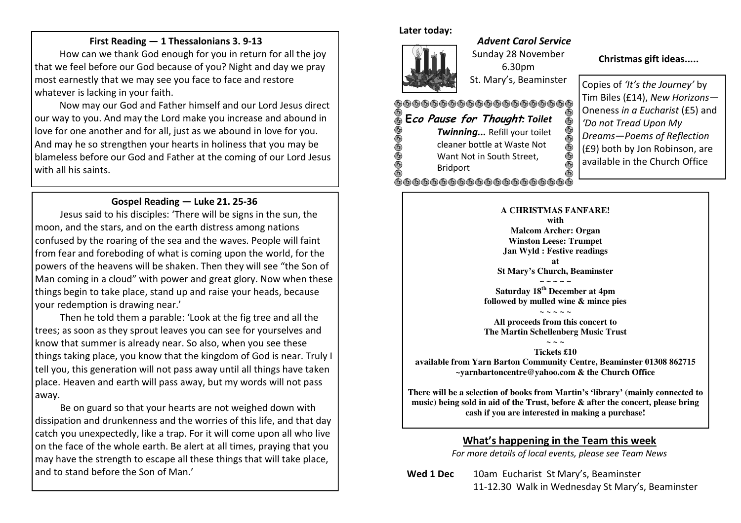## First Reading — 1 Thessalonians 3. 9-13

How can we thank God enough for you in return for all the joy that we feel before our God because of you? Night and day we pray most earnestly that we may see you face to face and restore whatever is lacking in your faith.

Now may our God and Father himself and our Lord Jesus direct our way to you. And may the Lord make you increase and abound in love for one another and for all, just as we abound in love for you. And may he so strengthen your hearts in holiness that you may be blameless before our God and Father at the coming of our Lord Jesus with all his saints.

## Gospel Reading — Luke 21. 25-36

Jesus said to his disciples: 'There will be signs in the sun, the moon, and the stars, and on the earth distress among nations confused by the roaring of the sea and the waves. People will faint from fear and foreboding of what is coming upon the world, for the powers of the heavens will be shaken. Then they will see "the Son of Man coming in a cloud" with power and great glory. Now when these things begin to take place, stand up and raise your heads, because your redemption is drawing near.'

Then he told them a parable: 'Look at the fig tree and all the trees; as soon as they sprout leaves you can see for yourselves and know that summer is already near. So also, when you see these things taking place, you know that the kingdom of God is near. Truly I tell you, this generation will not pass away until all things have taken place. Heaven and earth will pass away, but my words will not pass away.

Be on guard so that your hearts are not weighed down with dissipation and drunkenness and the worries of this life, and that day catch you unexpectedly, like a trap. For it will come upon all who live on the face of the whole earth. Be alert at all times, praying that you may have the strength to escape all these things that will take place, and to stand before the Son of Man.'

**Later today:**

***Advent Carol Service***
Sunday 28 November
6.30pm
St. Mary's, Beaminster

**Christmas gift ideas.....**

Copies of *'It's the Journey'* by Tim Biles (£14), *New Horizons—* Oneness *in a Eucharist* (£5) and *'Do not Tread Upon My Dreams—Poems of Reflection* (£9) both by Jon Robinson, are available in the Church Office

***Eco Pause for Thought*: *Toilet Twinning...*** Refill your toilet cleaner bottle at Waste Not Want Not in South Street, Bridport

**A CHRISTMAS FANFARE!**
**with**
**Malcom Archer: Organ**
**Winston Leese: Trumpet**
**Jan Wyld : Festive readings**
**at**
**St Mary's Church, Beaminster**
~ ~ ~ ~ ~
**Saturday 18th December at 4pm**
**followed by mulled wine & mince pies**
~ ~ ~ ~ ~
**All proceeds from this concert to**
**The Martin Schellenberg Music Trust**
~ ~ ~
**Tickets £10**
**available from Yarn Barton Community Centre, Beaminster 01308 862715 ~yarnbartoncentre@yahoo.com & the Church Office**

**There will be a selection of books from Martin's 'library' (mainly connected to music) being sold in aid of the Trust, before & after the concert, please bring cash if you are interested in making a purchase!**

## What's happening in the Team this week

*For more details of local events, please see Team News*

**Wed 1 Dec** 10am Eucharist St Mary's, Beaminster
11-12.30 Walk in Wednesday St Mary's, Beaminster